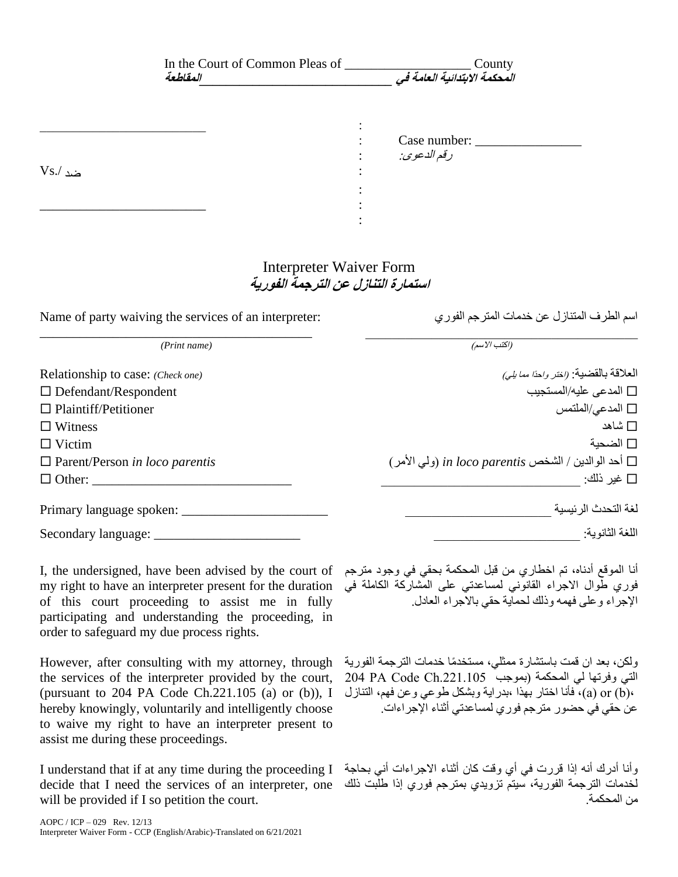In the Court of Common Pleas of ___________________ County
**المحكمة الابتدائية العامة في ______________________________ المقاطعة**

| | | |
|---|---|---|
| _________________________ | : | |
| | : | Case number: ________________ |
| | : | رقم الدعوى: |
| Vs./ ضد | : | |
| | : | |
| _________________________ | : | |
| | : | |

## Interpreter Waiver Form
## استمارة التنازل عن الترجمة الفورية

| | |
|---|---|
| Name of party waiving the services of an interpreter: | اسم الطرف المتنازل عن خدمات المترجم الفوري |
| _________________________________________ *(Print name)* | _________________________________________ *(اكتب الاسم)* |
| Relationship to case: *(Check one)* | العلاقة بالقضية: *(اختر واحدًا مما يلي)* |
| ☐ Defendant/Respondent | ☐ المدعى عليه/المستجيب |
| ☐ Plaintiff/Petitioner | ☐ المدعي/الملتمس |
| ☐ Witness | ☐ شاهد |
| ☐ Victim | ☐ الضحية |
| ☐ Parent/Person *in loco parentis* | ☐ أحد الوالدين / الشخص *in loco parentis* (ولي الأمر) |
| ☐ Other: ______________________________ | ☐ غير ذلك: ______________________________ |
| Primary language spoken: ______________________ | لغة التحدث الرئيسية ______________________ |
| Secondary language: ______________________ | اللغة الثانوية: ______________________ |
| I, the undersigned, have been advised by the court of my right to have an interpreter present for the duration of this court proceeding to assist me in fully participating and understanding the proceeding, in order to safeguard my due process rights. | أنا الموقع أدناه، تم اخطاري من قبل المحكمة بحقي في وجود مترجم فوري طوال الاجراء القانوني لمساعدتي على المشاركة الكاملة في الإجراء وعلى فهمه وذلك لحماية حقي بالاجراء العادل. |
| However, after consulting with my attorney, through the services of the interpreter provided by the court, (pursuant to 204 PA Code Ch.221.105 (a) or (b)), I hereby knowingly, voluntarily and intelligently choose to waive my right to have an interpreter present to assist me during these proceedings. | ولكن، بعد ان قمت باستشارة ممثلي، مستخدمًا خدمات الترجمة الفورية التي وفرتها لي المحكمة (بموجب 204 PA Code Ch.221.105 (a) or (b)، فأنا اختار بهذا ،بدراية وبشكل طوعي وعن فهم، التنازل عن حقي في حضور مترجم فوري لمساعدتي أثناء الإجراءات. |
| I understand that if at any time during the proceeding I decide that I need the services of an interpreter, one will be provided if I so petition the court. | وأنا أدرك أنه إذا قررت في أي وقت كان أثناء الاجراءات أني بحاجة لخدمات الترجمة الفورية، سيتم تزويدي بمترجم فوري إذا طلبت ذلك من المحكمة. |

AOPC / ICP – 029 Rev. 12/13
Interpreter Waiver Form - CCP (English/Arabic)-Translated on 6/21/2021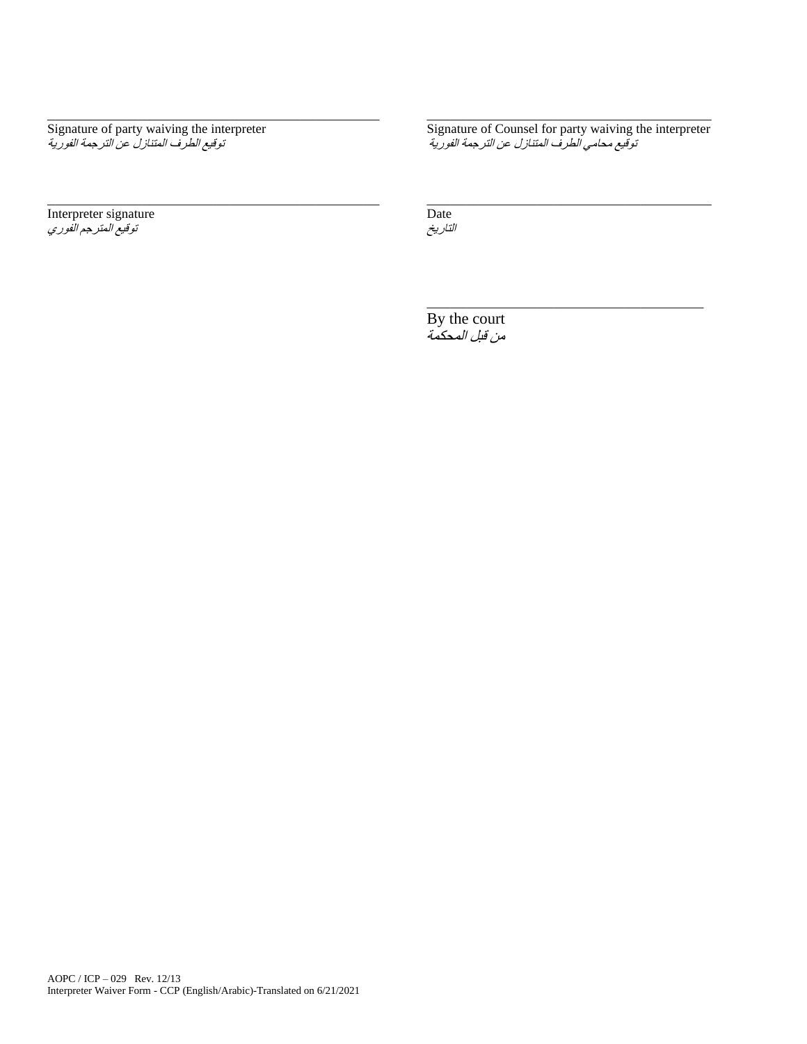\_\_\_\_\_\_\_\_\_\_\_\_\_\_\_\_\_\_\_\_\_\_\_\_\_\_\_\_\_\_\_\_\_\_\_\_\_\_\_\_
Signature of party waiving the interpreter
توقيع الطرف المتنازل عن الترجمة الفورية

\_\_\_\_\_\_\_\_\_\_\_\_\_\_\_\_\_\_\_\_\_\_\_\_\_\_\_\_\_\_\_\_\_\_\_\_\_\_\_\_
Signature of Counsel for party waiving the interpreter
توقيع محامي الطرف المتنازل عن الترجمة الفورية

\_\_\_\_\_\_\_\_\_\_\_\_\_\_\_\_\_\_\_\_\_\_\_\_\_\_\_\_\_\_\_\_\_\_\_\_\_\_\_\_
Interpreter signature
توقيع المترجم الفوري

\_\_\_\_\_\_\_\_\_\_\_\_\_\_\_\_\_\_\_\_\_\_\_\_\_\_\_\_\_\_\_\_\_\_\_\_\_\_\_\_
Date
التاريخ

\_\_\_\_\_\_\_\_\_\_\_\_\_\_\_\_\_\_\_\_\_\_\_\_\_\_\_\_\_\_\_\_\_\_\_\_\_\_\_\_
By the court
من قبل المحكمة

AOPC / ICP – 029 Rev. 12/13
Interpreter Waiver Form - CCP (English/Arabic)-Translated on 6/21/2021